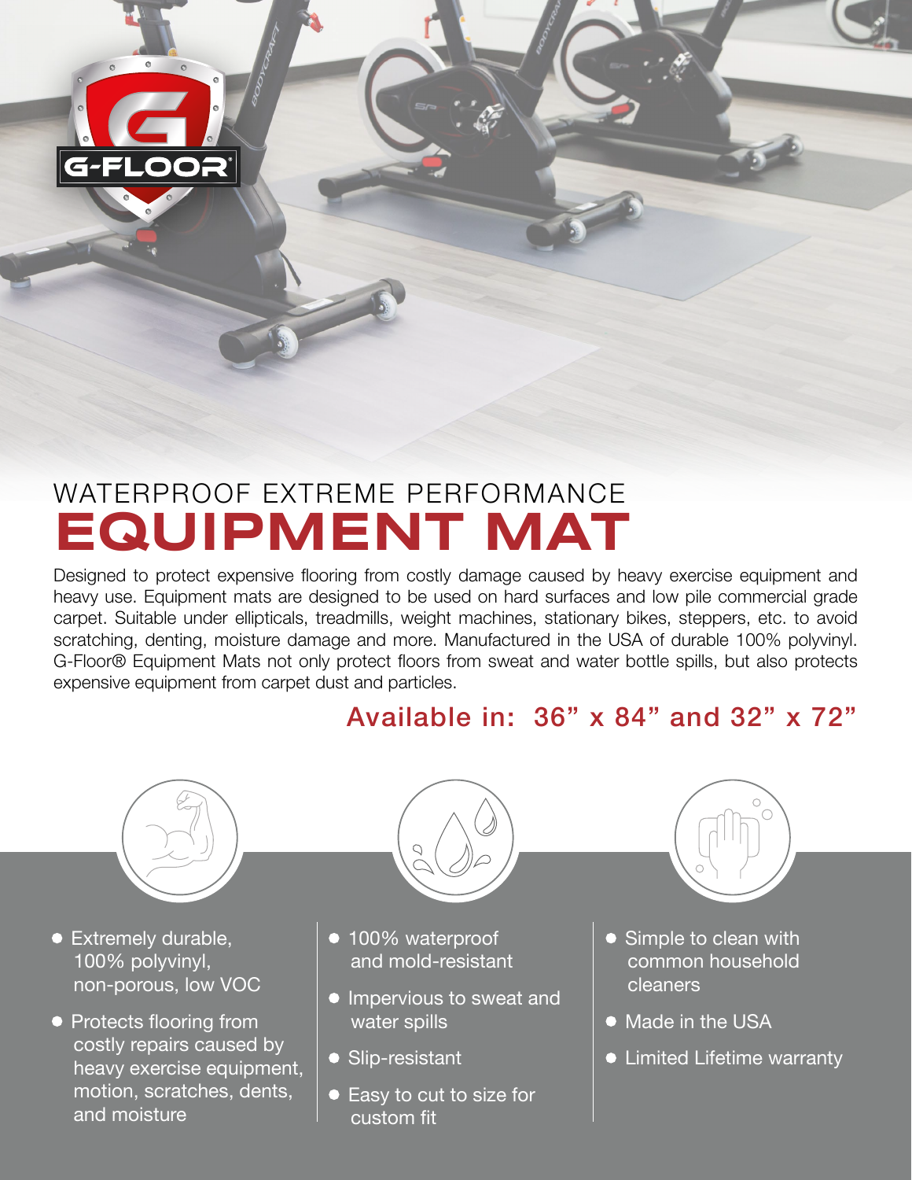G-FLOOR®

WATERPROOF EXTREME PERFORMANCE

# EQUIPMENT MAT

Designed to protect expensive flooring from costly damage caused by heavy exercise equipment and heavy use. Equipment mats are designed to be used on hard surfaces and low pile commercial grade carpet. Suitable under ellipticals, treadmills, weight machines, stationary bikes, steppers, etc. to avoid scratching, denting, moisture damage and more. Manufactured in the USA of durable 100% polyvinyl. G-Floor® Equipment Mats not only protect floors from sweat and water bottle spills, but also protects expensive equipment from carpet dust and particles.

## Available in: 36” x 84” and 32” x 72”

- Extremely durable, 100% polyvinyl, non-porous, low VOC
- Protects flooring from costly repairs caused by heavy exercise equipment, motion, scratches, dents, and moisture

- 100% waterproof and mold-resistant
- Impervious to sweat and water spills
- Slip-resistant
- Easy to cut to size for custom fit

- Simple to clean with common household cleaners
- Made in the USA
- Limited Lifetime warranty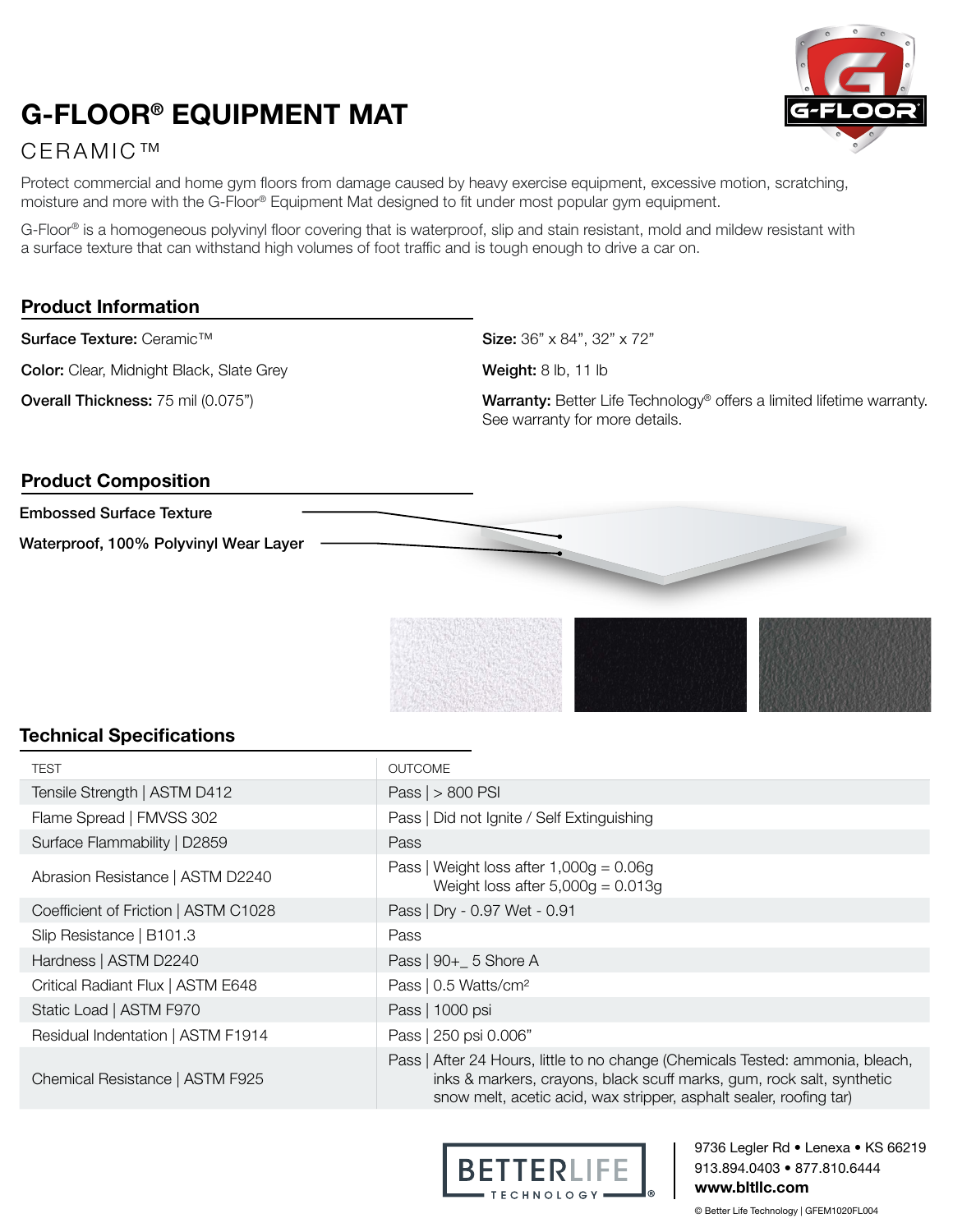# G-FLOOR® EQUIPMENT MAT

## CERAMIC™

Protect commercial and home gym floors from damage caused by heavy exercise equipment, excessive motion, scratching, moisture and more with the G-Floor® Equipment Mat designed to fit under most popular gym equipment.

G-Floor® is a homogeneous polyvinyl floor covering that is waterproof, slip and stain resistant, mold and mildew resistant with a surface texture that can withstand high volumes of foot traffic and is tough enough to drive a car on.

### Product Information

**Surface Texture:** Ceramic™

**Color:** Clear, Midnight Black, Slate Grey

**Overall Thickness:** 75 mil (0.075")

**Size:** 36" x 84", 32" x 72"

**Weight:** 8 lb, 11 lb

**Warranty:** Better Life Technology® offers a limited lifetime warranty. See warranty for more details.

### Product Composition

Embossed Surface Texture

Waterproof, 100% Polyvinyl Wear Layer

### Technical Specifications

| TEST | OUTCOME |
|---|---|
| Tensile Strength \| ASTM D412 | Pass \| > 800 PSI |
| Flame Spread \| FMVSS 302 | Pass \| Did not Ignite / Self Extinguishing |
| Surface Flammability \| D2859 | Pass |
| Abrasion Resistance \| ASTM D2240 | Pass \| Weight loss after 1,000g = 0.06g<br>Weight loss after 5,000g = 0.013g |
| Coefficient of Friction \| ASTM C1028 | Pass \| Dry - 0.97 Wet - 0.91 |
| Slip Resistance \| B101.3 | Pass |
| Hardness \| ASTM D2240 | Pass \| 90+_ 5 Shore A |
| Critical Radiant Flux \| ASTM E648 | Pass \| 0.5 Watts/cm² |
| Static Load \| ASTM F970 | Pass \| 1000 psi |
| Residual Indentation \| ASTM F1914 | Pass \| 250 psi 0.006" |
| Chemical Resistance \| ASTM F925 | Pass \| After 24 Hours, little to no change (Chemicals Tested: ammonia, bleach, inks & markers, crayons, black scuff marks, gum, rock salt, synthetic snow melt, acetic acid, wax stripper, asphalt sealer, roofing tar) |

BETTERLIFE TECHNOLOGY®

9736 Legler Rd • Lenexa • KS 66219
913.894.0403 • 877.810.6444
**www.bltllc.com**

© Better Life Technology | GFEM1020FL004